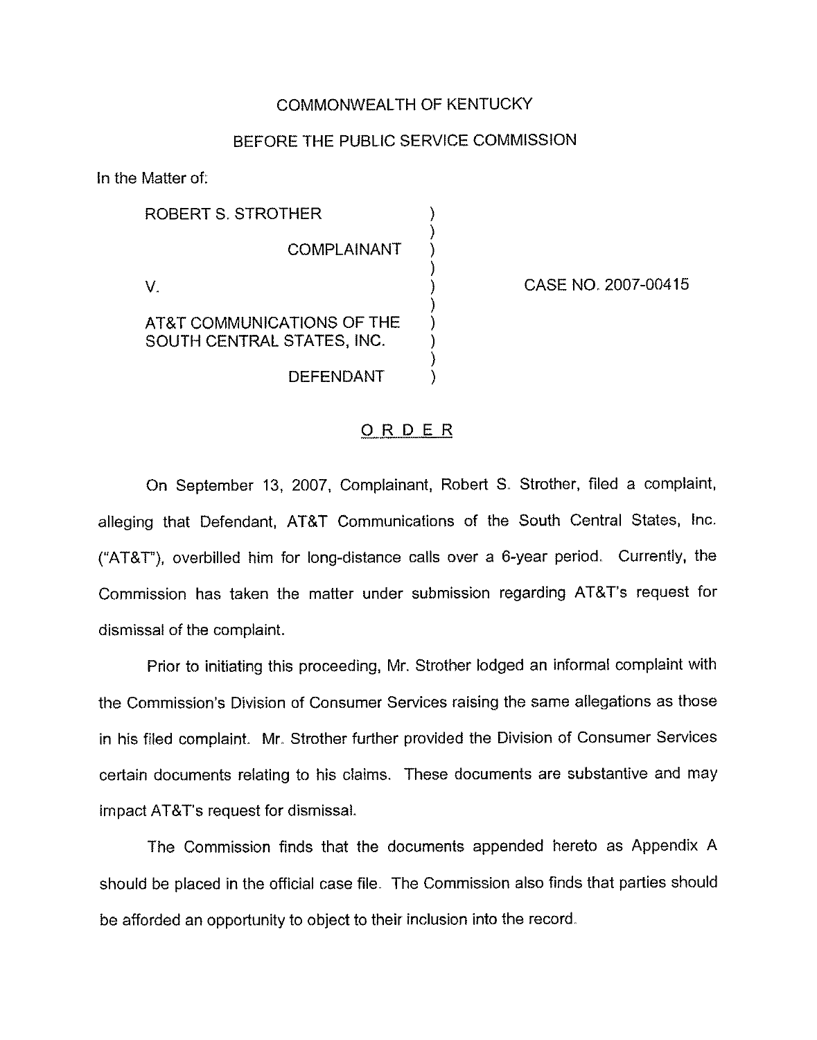COMMONWEALTH OF KENTUCKY

BEFORE THE PUBLIC SERVICE COMMISSION

In the Matter of:

| | | |
|---|---|---|
| ROBERT S. STROTHER | ) | |
| COMPLAINANT | ) | |
| V. | ) | CASE NO. 2007-00415 |
| AT&T COMMUNICATIONS OF THE SOUTH CENTRAL STATES, INC. | ) | |
| DEFENDANT | ) | |

## ORDER

On September 13, 2007, Complainant, Robert S. Strother, filed a complaint, alleging that Defendant, AT&T Communications of the South Central States, Inc. ("AT&T"), overbilled him for long-distance calls over a 6-year period. Currently, the Commission has taken the matter under submission regarding AT&T's request for dismissal of the complaint.

Prior to initiating this proceeding, Mr. Strother lodged an informal complaint with the Commission's Division of Consumer Services raising the same allegations as those in his filed complaint. Mr. Strother further provided the Division of Consumer Services certain documents relating to his claims. These documents are substantive and may impact AT&T's request for dismissal.

The Commission finds that the documents appended hereto as Appendix A should be placed in the official case file. The Commission also finds that parties should be afforded an opportunity to object to their inclusion into the record.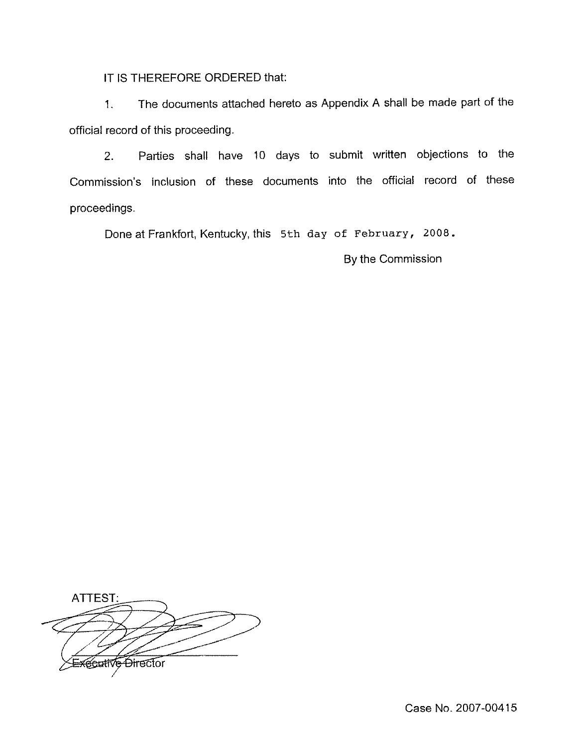IT IS THEREFORE ORDERED that:

1. The documents attached hereto as Appendix A shall be made part of the official record of this proceeding.

2. Parties shall have 10 days to submit written objections to the Commission's inclusion of these documents into the official record of these proceedings.

Done at Frankfort, Kentucky, this 5th day of February, 2008.

By the Commission

ATTEST:

Executive Director

Case No. 2007-00415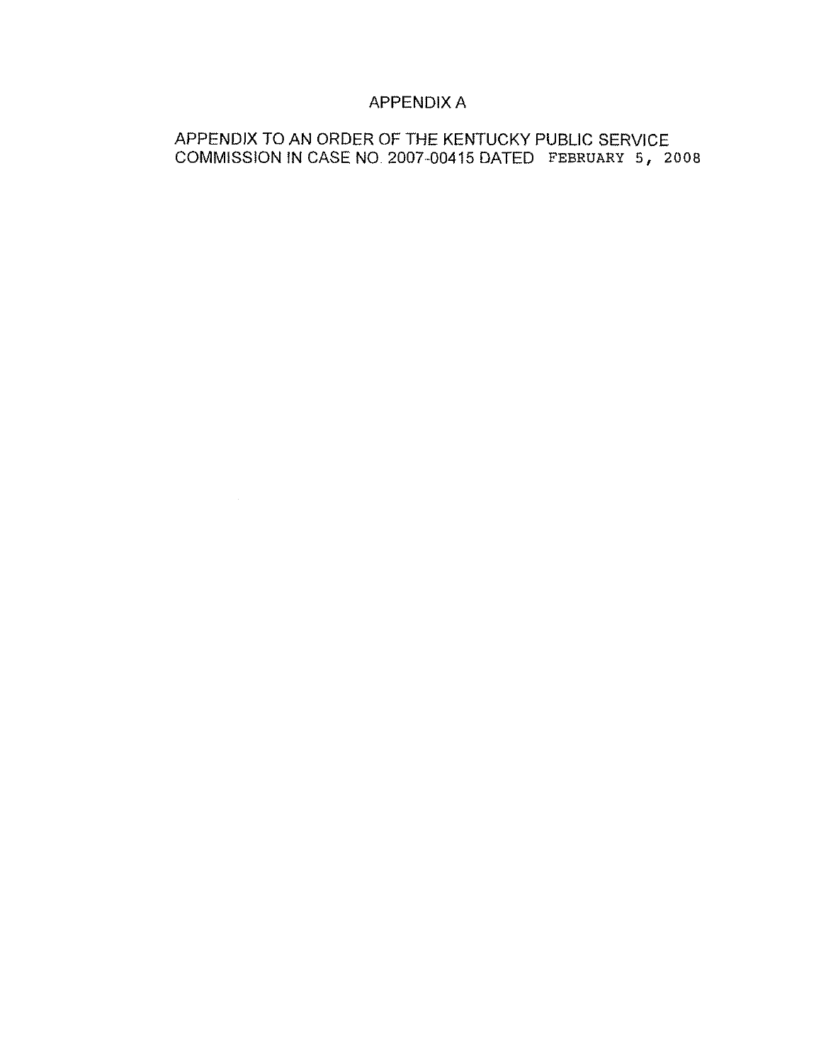# APPENDIX A

APPENDIX TO AN ORDER OF THE KENTUCKY PUBLIC SERVICE COMMISSION IN CASE NO. 2007-00415 DATED FEBRUARY 5, 2008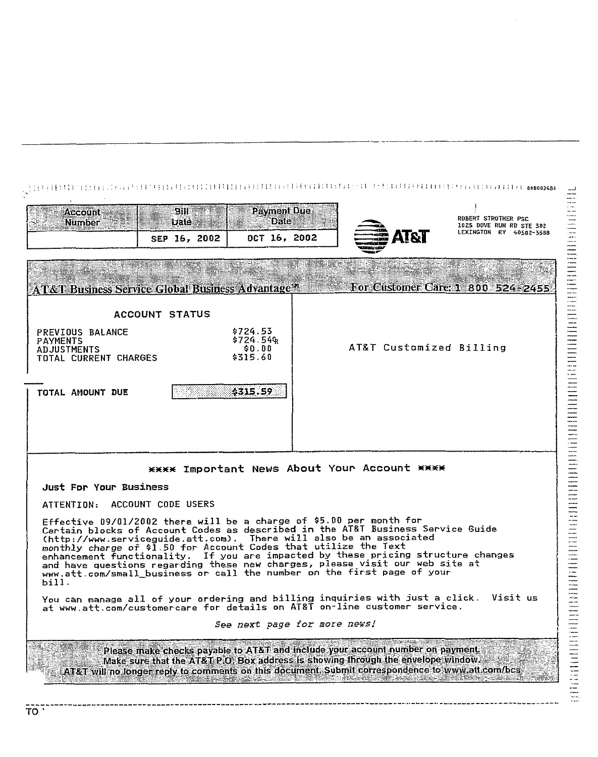| Account Number | Bill Date | Payment Due Date |
|---|---|---|
| | SEP 16, 2002 | OCT 16, 2002 |

AT&T

ROBERT STROTHER PSC
1025 DOVE RUN RD STE 302
LEXINGTON KY 40502-3588

## AT&T Business Service Global Business Advantage℠ For Customer Care: 1 800 524-2455

### ACCOUNT STATUS

| | |
|---|---|
| PREVIOUS BALANCE | $724.53 |
| PAYMENTS | $724.54R |
| ADJUSTMENTS | $0.00 |
| TOTAL CURRENT CHARGES | $315.60 |
| **TOTAL AMOUNT DUE** | **$315.59** |

AT&T Customized Billing

## **** Important News About Your Account ****

**Just For Your Business**

ATTENTION: ACCOUNT CODE USERS

Effective 09/01/2002 there will be a charge of $5.00 per month for Certain blocks of Account Codes as described in the AT&T Business Service Guide (http://www.serviceguide.att.com). There will also be an associated monthly charge of $1.50 for Account Codes that utilize the Text enhancement functionality. If you are impacted by these pricing structure changes and have questions regarding these new charges, please visit our web site at www.att.com/small_business or call the number on the first page of your bill.

You can manage all of your ordering and billing inquiries with just a click. Visit us at www.att.com/customercare for details on AT&T on-line customer service.

*See next page for more news!*

Please make checks payable to AT&T and include your account number on payment.
Make sure that the AT&T P.O. Box address is showing through the envelope window.
AT&T will no longer reply to comments on this document. Submit correspondence to www.att.com/bcs.

TO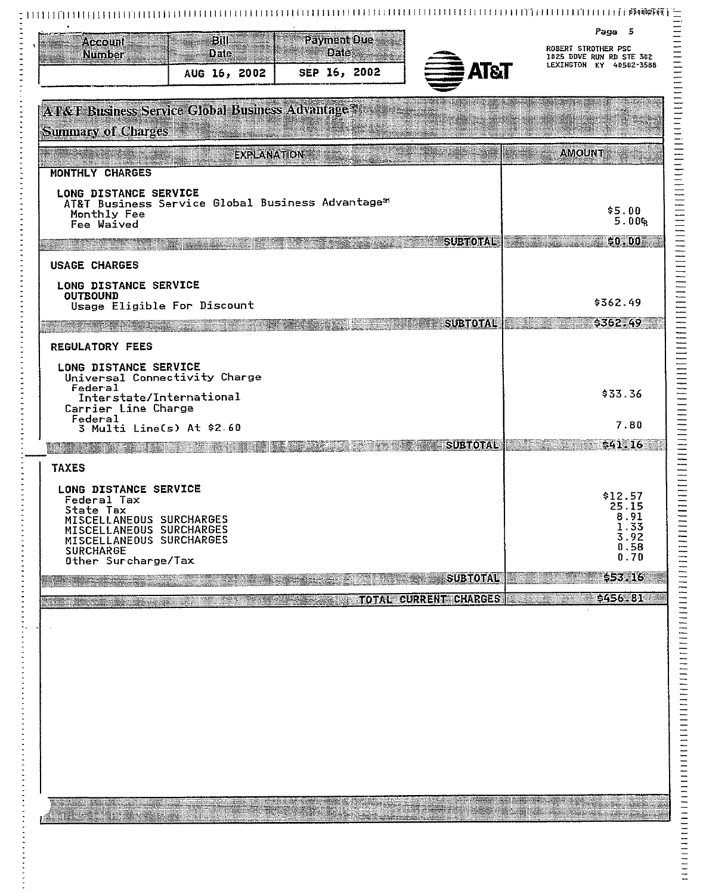| Account Number | Bill Date | Payment Due Date |
|---|---|---|
| | AUG 16, 2002 | SEP 16, 2002 |

AT&T

ROBERT STROTHER PSC
1025 DOVE RUN RD STE 302
LEXINGTON KY 40502-3588

## AT&T Business Service Global Business Advantage℠
## Summary of Charges

| EXPLANATION | AMOUNT |
|---|---|
| **MONTHLY CHARGES** | |
| LONG DISTANCE SERVICE | |
| AT&T Business Service Global Business Advantage℠ | |
| Monthly Fee | $5.00 |
| Fee Waived | 5.00CR |
| SUBTOTAL | $0.00 |
| **USAGE CHARGES** | |
| LONG DISTANCE SERVICE | |
| OUTBOUND | |
| Usage Eligible For Discount | $362.49 |
| SUBTOTAL | $362.49 |
| **REGULATORY FEES** | |
| LONG DISTANCE SERVICE | |
| Universal Connectivity Charge | |
| Federal | |
| Interstate/International | $33.36 |
| Carrier Line Charge | |
| Federal | |
| 3 Multi Line(s) At $2.60 | 7.80 |
| SUBTOTAL | $41.16 |
| **TAXES** | |
| LONG DISTANCE SERVICE | |
| Federal Tax | $12.57 |
| State Tax | 25.15 |
| MISCELLANEOUS SURCHARGES | 8.91 |
| MISCELLANEOUS SURCHARGES | 1.33 |
| MISCELLANEOUS SURCHARGES | 3.92 |
| SURCHARGE | 0.58 |
| Other Surcharge/Tax | 0.70 |
| SUBTOTAL | $53.16 |
| TOTAL CURRENT CHARGES | $456.81 |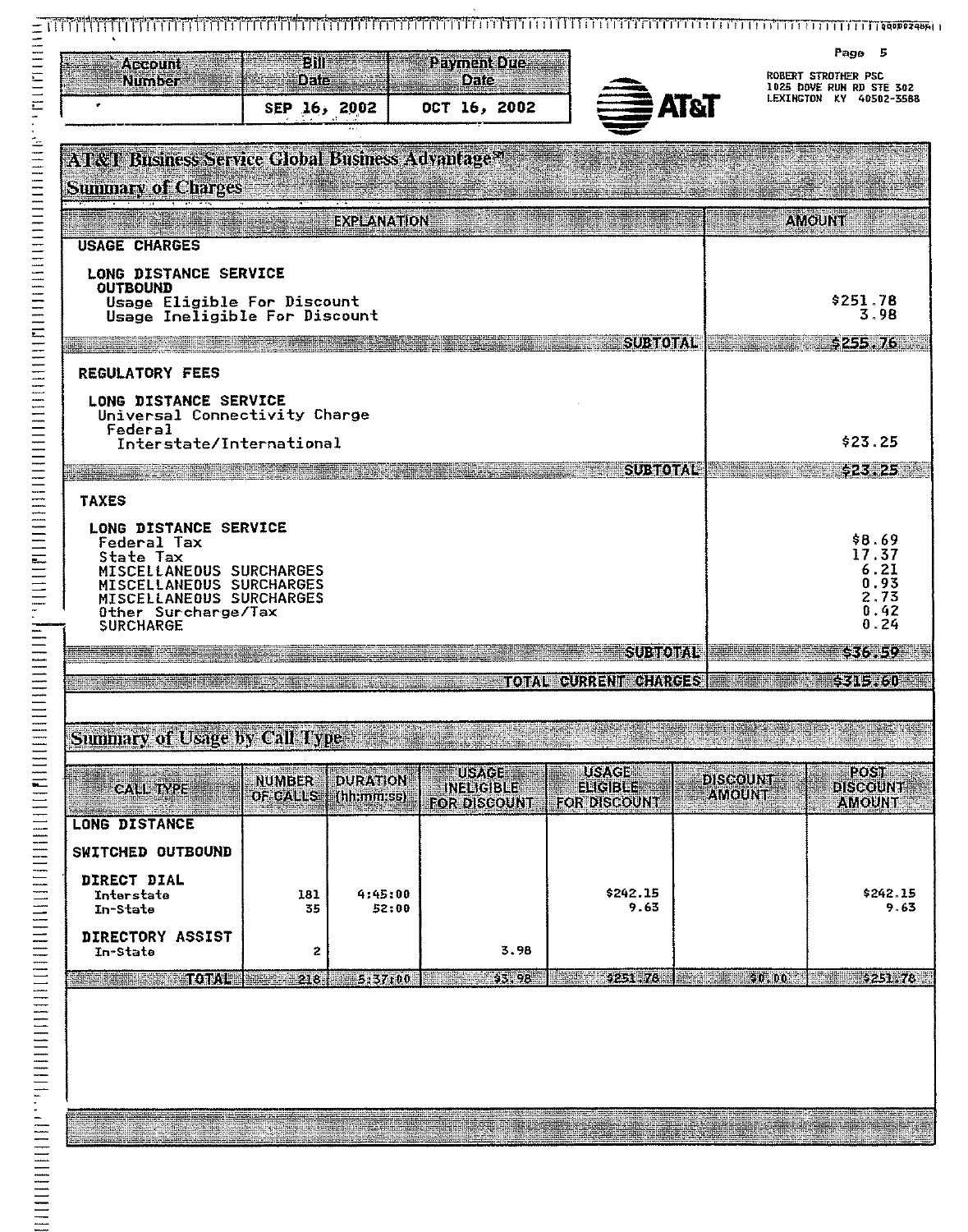| Account Number | Bill Date | Payment Due Date |
| --- | --- | --- |
| • | SEP 16, 2002 | OCT 16, 2002 |

**AT&T**

ROBERT STROTHER PSC
1025 DOVE RUN RD STE 302
LEXINGTON KY 40502-3588

## AT&T Business Service Global Business Advantage℠
## Summary of Charges

| EXPLANATION | AMOUNT |
| --- | --- |
| **USAGE CHARGES** | |
| **LONG DISTANCE SERVICE** | |
| **OUTBOUND** | |
| Usage Eligible For Discount | $251.78 |
| Usage Ineligible For Discount | 3.98 |
| SUBTOTAL | $255.76 |
| **REGULATORY FEES** | |
| **LONG DISTANCE SERVICE** | |
| Universal Connectivity Charge | |
| Federal | |
| Interstate/International | $23.25 |
| SUBTOTAL | $23.25 |
| **TAXES** | |
| **LONG DISTANCE SERVICE** | |
| Federal Tax | $8.69 |
| State Tax | 17.37 |
| MISCELLANEOUS SURCHARGES | 6.21 |
| MISCELLANEOUS SURCHARGES | 0.93 |
| MISCELLANEOUS SURCHARGES | 2.73 |
| Other Surcharge/Tax | 0.42 |
| SURCHARGE | 0.24 |
| SUBTOTAL | $36.59 |
| TOTAL CURRENT CHARGES | $315.60 |

## Summary of Usage by Call Type

| CALL TYPE | NUMBER OF CALLS | DURATION (hh:mm:ss) | USAGE INELIGIBLE FOR DISCOUNT | USAGE ELIGIBLE FOR DISCOUNT | DISCOUNT AMOUNT | POST DISCOUNT AMOUNT |
| --- | --- | --- | --- | --- | --- | --- |
| **LONG DISTANCE** | | | | | | |
| **SWITCHED OUTBOUND** | | | | | | |
| **DIRECT DIAL** | | | | | | |
| Interstate | 181 | 4:45:00 | | $242.15 | | $242.15 |
| In-State | 35 | 52:00 | | 9.63 | | 9.63 |
| **DIRECTORY ASSIST** | | | | | | |
| In-State | 2 | | 3.98 | | | |
| TOTAL | 218 | 5:37:00 | $3.98 | $251.78 | $0.00 | $251.78 |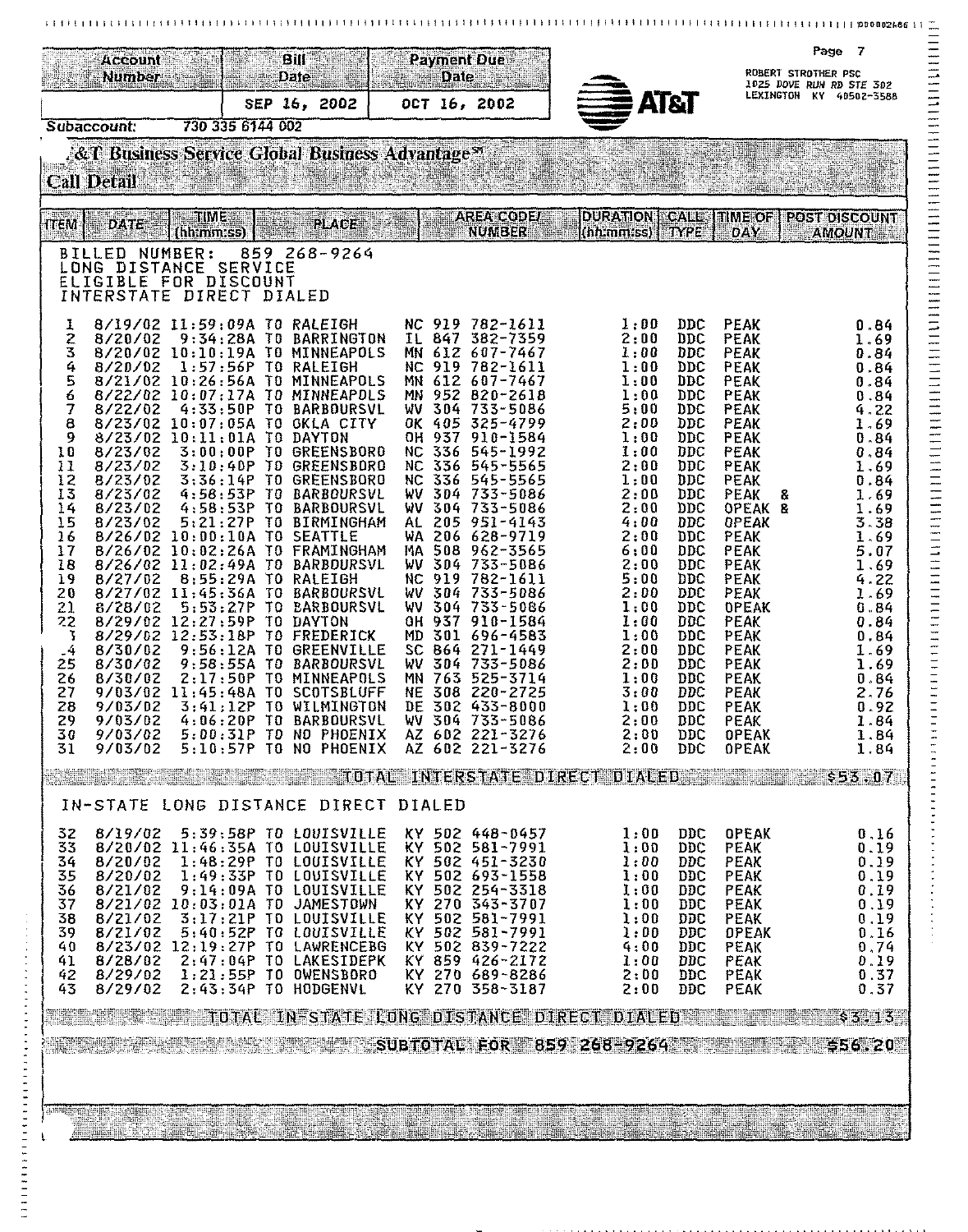| Account Number | Bill Date | Payment Due Date |
|---|---|---|
| | SEP 16, 2002 | OCT 16, 2002 |

AT&T

ROBERT STROTHER PSC
1025 DOVE RUN RD STE 302
LEXINGTON KY 40502-3588

Subaccount: 730 335 6144 002

## AT&T Business Service Global Business Advantage℠

## Call Detail

BILLED NUMBER: 859 268-9264
LONG DISTANCE SERVICE
ELIGIBLE FOR DISCOUNT
INTERSTATE DIRECT DIALED

| ITEM | DATE | TIME (hh:mm:ss) | PLACE | AREA CODE/ NUMBER | DURATION (hh:mm:ss) | CALL TYPE | TIME OF DAY | POST DISCOUNT AMOUNT |
|---|---|---|---|---|---|---|---|---|
| 1 | 8/19/02 | 11:59:09A | TO RALEIGH | NC 919 782-1611 | 1:00 | DDC | PEAK | 0.84 |
| 2 | 8/20/02 | 9:34:28A | TO BARRINGTON | IL 847 382-7359 | 2:00 | DDC | PEAK | 1.69 |
| 3 | 8/20/02 | 10:10:19A | TO MINNEAPOLS | MN 612 607-7467 | 1:00 | DDC | PEAK | 0.84 |
| 4 | 8/20/02 | 1:57:56P | TO RALEIGH | NC 919 782-1611 | 1:00 | DDC | PEAK | 0.84 |
| 5 | 8/21/02 | 10:26:56A | TO MINNEAPOLS | MN 612 607-7467 | 1:00 | DDC | PEAK | 0.84 |
| 6 | 8/22/02 | 10:07:17A | TO MINNEAPOLS | MN 952 820-2618 | 1:00 | DDC | PEAK | 0.84 |
| 7 | 8/22/02 | 4:33:50P | TO BARBOURSVL | WV 304 733-5086 | 5:00 | DDC | PEAK | 4.22 |
| 8 | 8/23/02 | 10:07:05A | TO OKLA CITY | OK 405 325-4799 | 2:00 | DDC | PEAK | 1.69 |
| 9 | 8/23/02 | 10:11:01A | TO DAYTON | OH 937 910-1584 | 1:00 | DDC | PEAK | 0.84 |
| 10 | 8/23/02 | 3:00:00P | TO GREENSBORO | NC 336 545-1992 | 1:00 | DDC | PEAK | 0.84 |
| 11 | 8/23/02 | 3:10:40P | TO GREENSBORO | NC 336 545-5565 | 2:00 | DDC | PEAK | 1.69 |
| 12 | 8/23/02 | 3:36:14P | TO GREENSBORO | NC 336 545-5565 | 1:00 | DDC | PEAK | 0.84 |
| 13 | 8/23/02 | 4:58:53P | TO BARBOURSVL | WV 304 733-5086 | 2:00 | DDC | PEAK & | 1.69 |
| 14 | 8/23/02 | 4:58:53P | TO BARBOURSVL | WV 304 733-5086 | 2:00 | DDC | OPEAK & | 1.69 |
| 15 | 8/23/02 | 5:21:27P | TO BIRMINGHAM | AL 205 951-4143 | 4:00 | DDC | OPEAK | 3.38 |
| 16 | 8/26/02 | 10:00:10A | TO SEATTLE | WA 206 628-9719 | 2:00 | DDC | PEAK | 1.69 |
| 17 | 8/26/02 | 10:02:26A | TO FRAMINGHAM | MA 508 962-3565 | 6:00 | DDC | PEAK | 5.07 |
| 18 | 8/26/02 | 11:02:49A | TO BARBOURSVL | WV 304 733-5086 | 2:00 | DDC | PEAK | 1.69 |
| 19 | 8/27/02 | 8:55:29A | TO RALEIGH | NC 919 782-1611 | 5:00 | DDC | PEAK | 4.22 |
| 20 | 8/27/02 | 11:45:36A | TO BARBOURSVL | WV 304 733-5086 | 2:00 | DDC | PEAK | 1.69 |
| 21 | 8/28/02 | 5:53:27P | TO BARBOURSVL | WV 304 733-5086 | 1:00 | DDC | OPEAK | 0.84 |
| 22 | 8/29/02 | 12:27:59P | TO DAYTON | OH 937 910-1584 | 1:00 | DDC | PEAK | 0.84 |
| 23 | 8/29/02 | 12:53:18P | TO FREDERICK | MD 301 696-4583 | 1:00 | DDC | PEAK | 0.84 |
| 24 | 8/30/02 | 9:56:12A | TO GREENVILLE | SC 864 271-1449 | 2:00 | DDC | PEAK | 1.69 |
| 25 | 8/30/02 | 9:58:55A | TO BARBOURSVL | WV 304 733-5086 | 2:00 | DDC | PEAK | 1.69 |
| 26 | 8/30/02 | 2:17:50P | TO MINNEAPOLS | MN 763 525-3714 | 1:00 | DDC | PEAK | 0.84 |
| 27 | 9/03/02 | 11:45:48A | TO SCOTSBLUFF | NE 308 220-2725 | 3:00 | DDC | PEAK | 2.76 |
| 28 | 9/03/02 | 3:41:12P | TO WILMINGTON | DE 302 433-8000 | 1:00 | DDC | PEAK | 0.92 |
| 29 | 9/03/02 | 4:06:20P | TO BARBOURSVL | WV 304 733-5086 | 2:00 | DDC | PEAK | 1.84 |
| 30 | 9/03/02 | 5:00:31P | TO NO PHOENIX | AZ 602 221-3276 | 2:00 | DDC | OPEAK | 1.84 |
| 31 | 9/03/02 | 5:10:57P | TO NO PHOENIX | AZ 602 221-3276 | 2:00 | DDC | OPEAK | 1.84 |
| | | | | TOTAL INTERSTATE DIRECT DIALED | | | | $53.07 |

IN-STATE LONG DISTANCE DIRECT DIALED

| ITEM | DATE | TIME (hh:mm:ss) | PLACE | AREA CODE/ NUMBER | DURATION (hh:mm:ss) | CALL TYPE | TIME OF DAY | POST DISCOUNT AMOUNT |
|---|---|---|---|---|---|---|---|---|
| 32 | 8/19/02 | 5:39:58P | TO LOUISVILLE | KY 502 448-0457 | 1:00 | DDC | OPEAK | 0.16 |
| 33 | 8/20/02 | 11:46:35A | TO LOUISVILLE | KY 502 581-7991 | 1:00 | DDC | PEAK | 0.19 |
| 34 | 8/20/02 | 1:48:29P | TO LOUISVILLE | KY 502 451-3230 | 1:00 | DDC | PEAK | 0.19 |
| 35 | 8/20/02 | 1:49:33P | TO LOUISVILLE | KY 502 693-1558 | 1:00 | DDC | PEAK | 0.19 |
| 36 | 8/21/02 | 9:14:09A | TO LOUISVILLE | KY 502 254-3318 | 1:00 | DDC | PEAK | 0.19 |
| 37 | 8/21/02 | 10:03:01A | TO JAMESTOWN | KY 270 343-3707 | 1:00 | DDC | PEAK | 0.19 |
| 38 | 8/21/02 | 3:17:21P | TO LOUISVILLE | KY 502 581-7991 | 1:00 | DDC | PEAK | 0.19 |
| 39 | 8/21/02 | 5:40:52P | TO LOUISVILLE | KY 502 581-7991 | 1:00 | DDC | OPEAK | 0.16 |
| 40 | 8/23/02 | 12:19:27P | TO LAWRENCEBG | KY 502 839-7222 | 4:00 | DDC | PEAK | 0.74 |
| 41 | 8/28/02 | 2:47:04P | TO LAKESIDEPK | KY 859 426-2172 | 1:00 | DDC | PEAK | 0.19 |
| 42 | 8/29/02 | 1:21:55P | TO OWENSBORO | KY 270 689-8286 | 2:00 | DDC | PEAK | 0.37 |
| 43 | 8/29/02 | 2:43:34P | TO HODGENVL | KY 270 358-3187 | 2:00 | DDC | PEAK | 0.37 |
| | | | | TOTAL IN-STATE LONG DISTANCE DIRECT DIALED | | | | $3.13 |
| | | | | SUBTOTAL FOR 859 268-9264 | | | | $56.20 |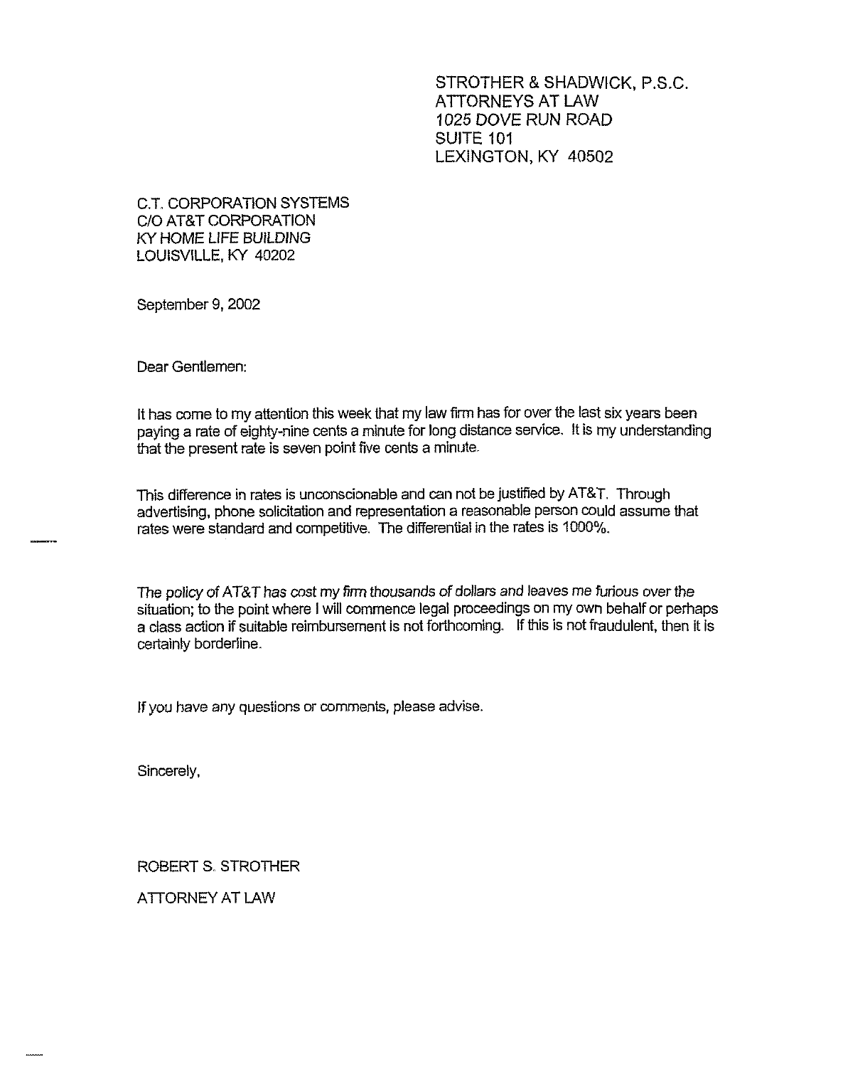STROTHER & SHADWICK, P.S.C.
ATTORNEYS AT LAW
1025 DOVE RUN ROAD
SUITE 101
LEXINGTON, KY 40502

C.T. CORPORATION SYSTEMS
C/O AT&T CORPORATION
KY HOME LIFE BUILDING
LOUISVILLE, KY 40202

September 9, 2002

Dear Gentlemen:

It has come to my attention this week that my law firm has for over the last six years been paying a rate of eighty-nine cents a minute for long distance service. It is my understanding that the present rate is seven point five cents a minute.

This difference in rates is unconscionable and can not be justified by AT&T. Through advertising, phone solicitation and representation a reasonable person could assume that rates were standard and competitive. The differential in the rates is 1000%.

The policy of AT&T has cost my firm thousands of dollars and leaves me furious over the situation; to the point where I will commence legal proceedings on my own behalf or perhaps a class action if suitable reimbursement is not forthcoming. If this is not fraudulent, then it is certainly borderline.

If you have any questions or comments, please advise.

Sincerely,

ROBERT S. STROTHER

ATTORNEY AT LAW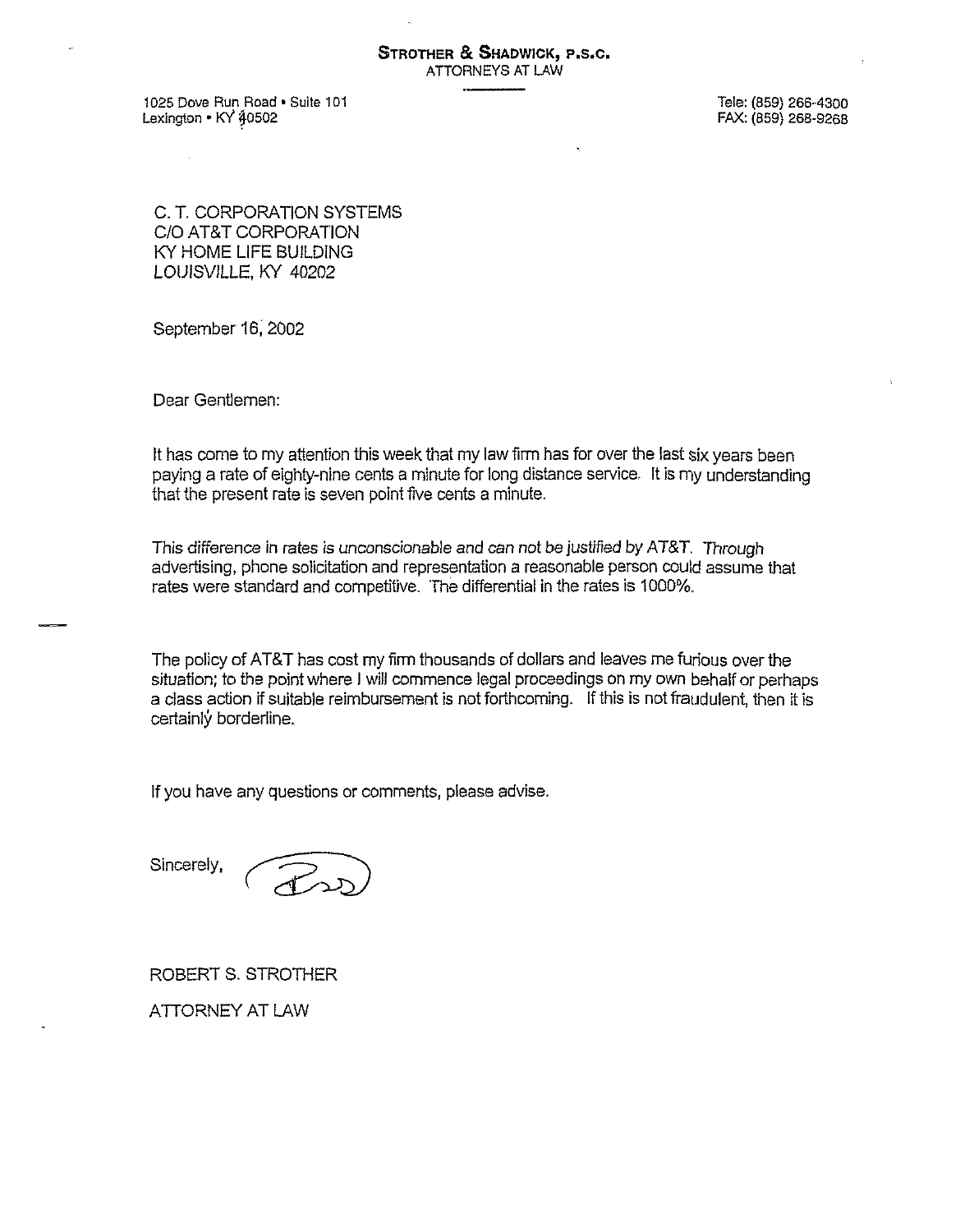**STROTHER & SHADWICK, P.S.C.**
ATTORNEYS AT LAW

1025 Dove Run Road • Suite 101
Lexington • KY 40502

Tele: (859) 266-4300
FAX: (859) 268-9268

C. T. CORPORATION SYSTEMS
C/O AT&T CORPORATION
KY HOME LIFE BUILDING
LOUISVILLE, KY 40202

September 16, 2002

Dear Gentlemen:

It has come to my attention this week that my law firm has for over the last six years been paying a rate of eighty-nine cents a minute for long distance service. It is my understanding that the present rate is seven point five cents a minute.

This difference in rates is unconscionable and can not be justified by AT&T. Through advertising, phone solicitation and representation a reasonable person could assume that rates were standard and competitive. The differential in the rates is 1000%.

The policy of AT&T has cost my firm thousands of dollars and leaves me furious over the situation; to the point where I will commence legal proceedings on my own behalf or perhaps a class action if suitable reimbursement is not forthcoming. If this is not fraudulent, then it is certainly borderline.

If you have any questions or comments, please advise.

Sincerely,

ROBERT S. STROTHER

ATTORNEY AT LAW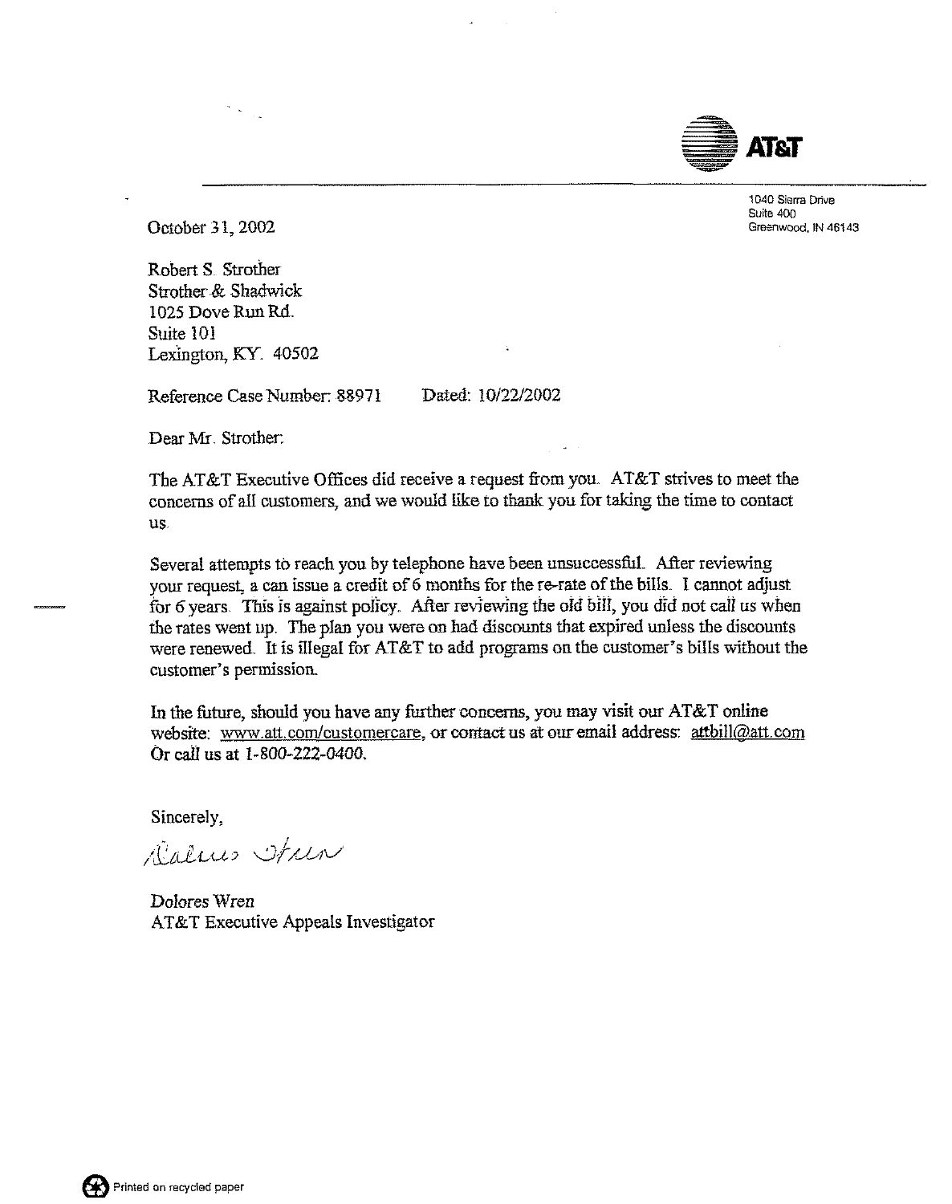AT&T

1040 Sierra Drive
Suite 400
Greenwood, IN 46143

October 31, 2002

Robert S. Strother
Strother & Shadwick
1025 Dove Run Rd.
Suite 101
Lexington, KY. 40502

Reference Case Number: 88971     Dated: 10/22/2002

Dear Mr. Strother:

The AT&T Executive Offices did receive a request from you. AT&T strives to meet the concerns of all customers, and we would like to thank you for taking the time to contact us.

Several attempts to reach you by telephone have been unsuccessful. After reviewing your request, a can issue a credit of 6 months for the re-rate of the bills. I cannot adjust for 6 years. This is against policy. After reviewing the old bill, you did not call us when the rates went up. The plan you were on had discounts that expired unless the discounts were renewed. It is illegal for AT&T to add programs on the customer's bills without the customer's permission.

In the future, should you have any further concerns, you may visit our AT&T online website: www.att.com/customercare, or contact us at our email address: attbill@att.com Or call us at 1-800-222-0400.

Sincerely,

Dolores Wren

Dolores Wren
AT&T Executive Appeals Investigator

Printed on recycled paper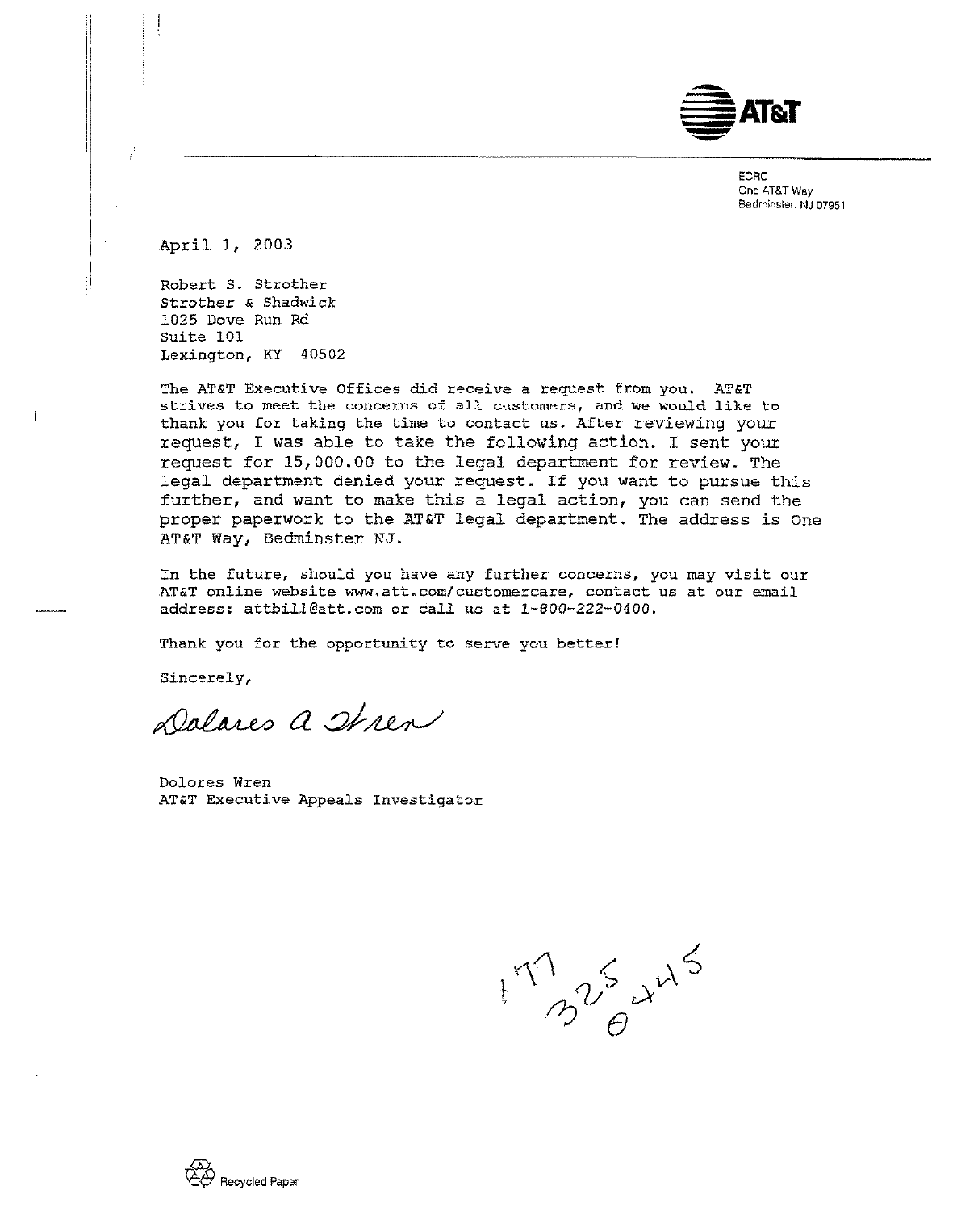AT&T

ECRC
One AT&T Way
Bedminster, NJ 07951

April 1, 2003

Robert S. Strother
Strother & Shadwick
1025 Dove Run Rd
Suite 101
Lexington, KY 40502

The AT&T Executive Offices did receive a request from you. AT&T strives to meet the concerns of all customers, and we would like to thank you for taking the time to contact us. After reviewing your request, I was able to take the following action. I sent your request for 15,000.00 to the legal department for review. The legal department denied your request. If you want to pursue this further, and want to make this a legal action, you can send the proper paperwork to the AT&T legal department. The address is One AT&T Way, Bedminster NJ.

In the future, should you have any further concerns, you may visit our AT&T online website www.att.com/customercare, contact us at our email address: attbill@att.com or call us at 1-800-222-0400.

Thank you for the opportunity to serve you better!

Sincerely,

Dolores a Wren

Dolores Wren
AT&T Executive Appeals Investigator

177
325
0445

Recycled Paper